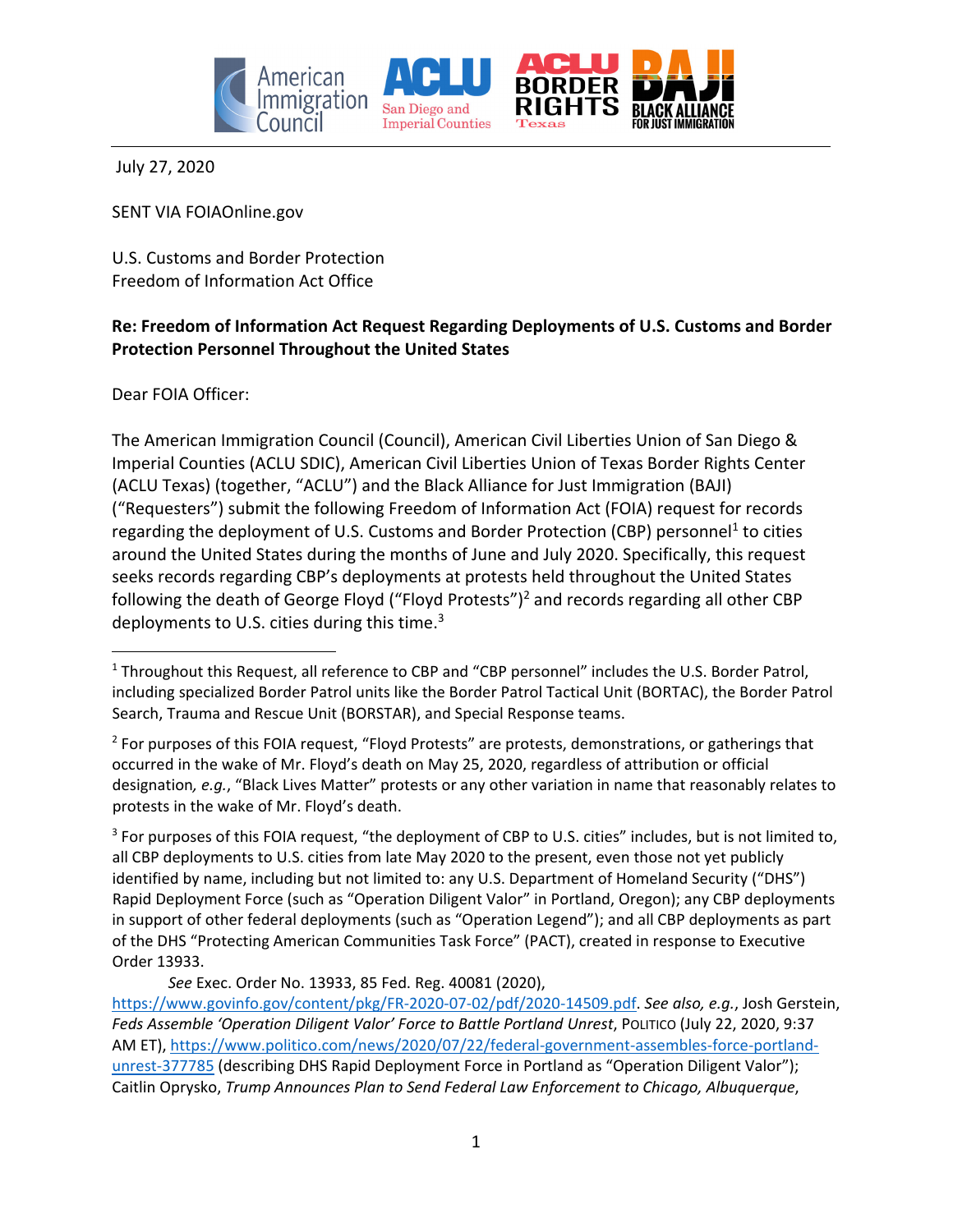July 27, 2020

SENT VIA FOIAOnline.gov

U.S. Customs and Border Protection
Freedom of Information Act Office

**Re: Freedom of Information Act Request Regarding Deployments of U.S. Customs and Border Protection Personnel Throughout the United States**

Dear FOIA Officer:

The American Immigration Council (Council), American Civil Liberties Union of San Diego & Imperial Counties (ACLU SDIC), American Civil Liberties Union of Texas Border Rights Center (ACLU Texas) (together, "ACLU") and the Black Alliance for Just Immigration (BAJI) ("Requesters") submit the following Freedom of Information Act (FOIA) request for records regarding the deployment of U.S. Customs and Border Protection (CBP) personnel[1] to cities around the United States during the months of June and July 2020. Specifically, this request seeks records regarding CBP's deployments at protests held throughout the United States following the death of George Floyd ("Floyd Protests")[2] and records regarding all other CBP deployments to U.S. cities during this time.[3]

---

[1] Throughout this Request, all reference to CBP and "CBP personnel" includes the U.S. Border Patrol, including specialized Border Patrol units like the Border Patrol Tactical Unit (BORTAC), the Border Patrol Search, Trauma and Rescue Unit (BORSTAR), and Special Response teams.

[2] For purposes of this FOIA request, "Floyd Protests" are protests, demonstrations, or gatherings that occurred in the wake of Mr. Floyd's death on May 25, 2020, regardless of attribution or official designation*, e.g.*, "Black Lives Matter" protests or any other variation in name that reasonably relates to protests in the wake of Mr. Floyd's death.

[3] For purposes of this FOIA request, "the deployment of CBP to U.S. cities" includes, but is not limited to, all CBP deployments to U.S. cities from late May 2020 to the present, even those not yet publicly identified by name, including but not limited to: any U.S. Department of Homeland Security ("DHS") Rapid Deployment Force (such as "Operation Diligent Valor" in Portland, Oregon); any CBP deployments in support of other federal deployments (such as "Operation Legend"); and all CBP deployments as part of the DHS "Protecting American Communities Task Force" (PACT), created in response to Executive Order 13933.

*See* Exec. Order No. 13933, 85 Fed. Reg. 40081 (2020), https://www.govinfo.gov/content/pkg/FR-2020-07-02/pdf/2020-14509.pdf. *See also, e.g.*, Josh Gerstein, *Feds Assemble 'Operation Diligent Valor' Force to Battle Portland Unrest*, POLITICO (July 22, 2020, 9:37 AM ET), https://www.politico.com/news/2020/07/22/federal-government-assembles-force-portland-unrest-377785 (describing DHS Rapid Deployment Force in Portland as "Operation Diligent Valor"); Caitlin Oprysko, *Trump Announces Plan to Send Federal Law Enforcement to Chicago, Albuquerque*,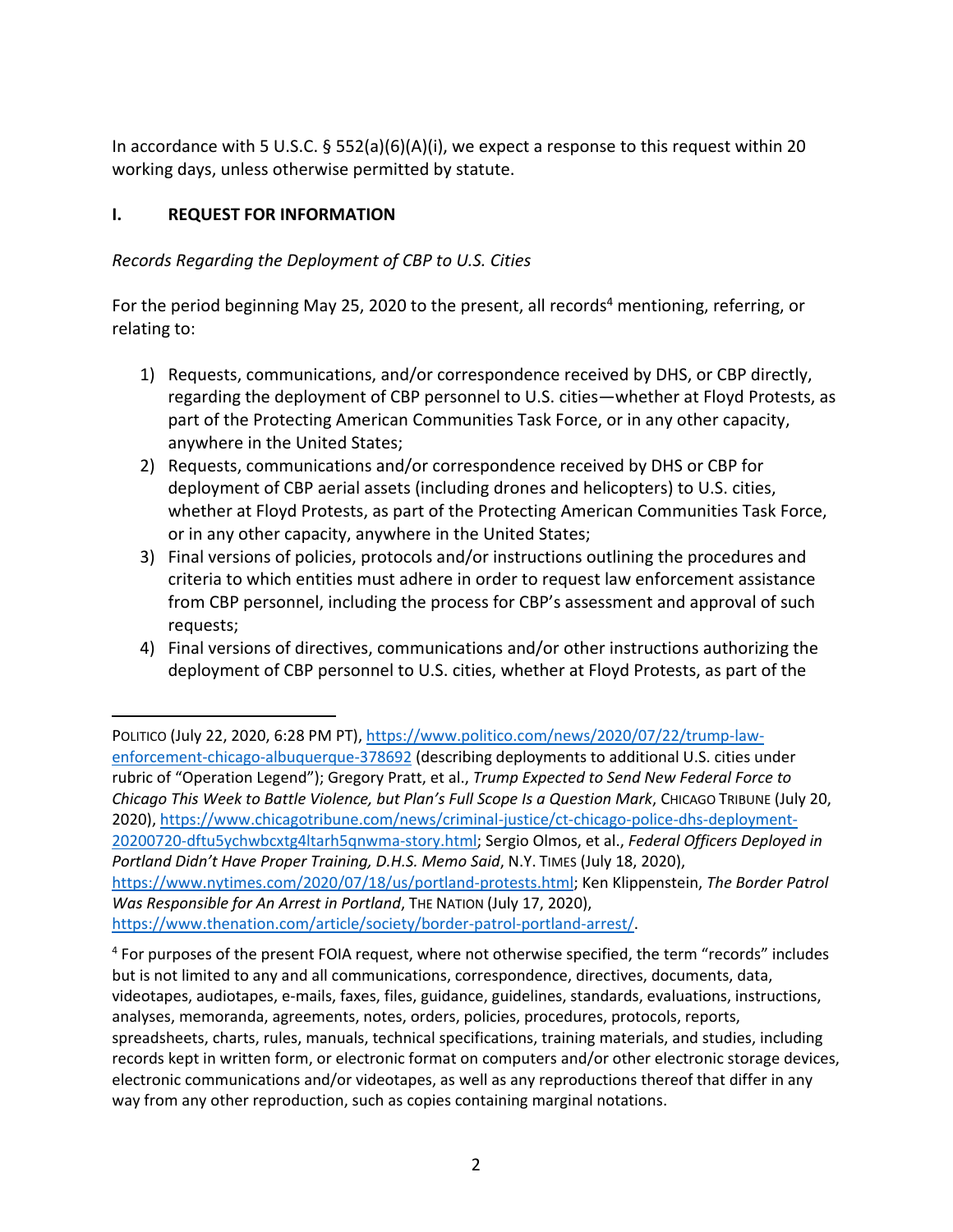In accordance with 5 U.S.C. § 552(a)(6)(A)(i), we expect a response to this request within 20 working days, unless otherwise permitted by statute.

## I. REQUEST FOR INFORMATION

*Records Regarding the Deployment of CBP to U.S. Cities*

For the period beginning May 25, 2020 to the present, all records[4] mentioning, referring, or relating to:

1) Requests, communications, and/or correspondence received by DHS, or CBP directly, regarding the deployment of CBP personnel to U.S. cities—whether at Floyd Protests, as part of the Protecting American Communities Task Force, or in any other capacity, anywhere in the United States;
2) Requests, communications and/or correspondence received by DHS or CBP for deployment of CBP aerial assets (including drones and helicopters) to U.S. cities, whether at Floyd Protests, as part of the Protecting American Communities Task Force, or in any other capacity, anywhere in the United States;
3) Final versions of policies, protocols and/or instructions outlining the procedures and criteria to which entities must adhere in order to request law enforcement assistance from CBP personnel, including the process for CBP's assessment and approval of such requests;
4) Final versions of directives, communications and/or other instructions authorizing the deployment of CBP personnel to U.S. cities, whether at Floyd Protests, as part of the

---

POLITICO (July 22, 2020, 6:28 PM PT), https://www.politico.com/news/2020/07/22/trump-law-enforcement-chicago-albuquerque-378692 (describing deployments to additional U.S. cities under rubric of "Operation Legend"); Gregory Pratt, et al., *Trump Expected to Send New Federal Force to Chicago This Week to Battle Violence, but Plan's Full Scope Is a Question Mark*, CHICAGO TRIBUNE (July 20, 2020), https://www.chicagotribune.com/news/criminal-justice/ct-chicago-police-dhs-deployment-20200720-dftu5ychwbcxtg4ltarh5qnwma-story.html; Sergio Olmos, et al., *Federal Officers Deployed in Portland Didn't Have Proper Training, D.H.S. Memo Said*, N.Y. TIMES (July 18, 2020), https://www.nytimes.com/2020/07/18/us/portland-protests.html; Ken Klippenstein, *The Border Patrol Was Responsible for An Arrest in Portland*, THE NATION (July 17, 2020), https://www.thenation.com/article/society/border-patrol-portland-arrest/.

[4] For purposes of the present FOIA request, where not otherwise specified, the term "records" includes but is not limited to any and all communications, correspondence, directives, documents, data, videotapes, audiotapes, e-mails, faxes, files, guidance, guidelines, standards, evaluations, instructions, analyses, memoranda, agreements, notes, orders, policies, procedures, protocols, reports, spreadsheets, charts, rules, manuals, technical specifications, training materials, and studies, including records kept in written form, or electronic format on computers and/or other electronic storage devices, electronic communications and/or videotapes, as well as any reproductions thereof that differ in any way from any other reproduction, such as copies containing marginal notations.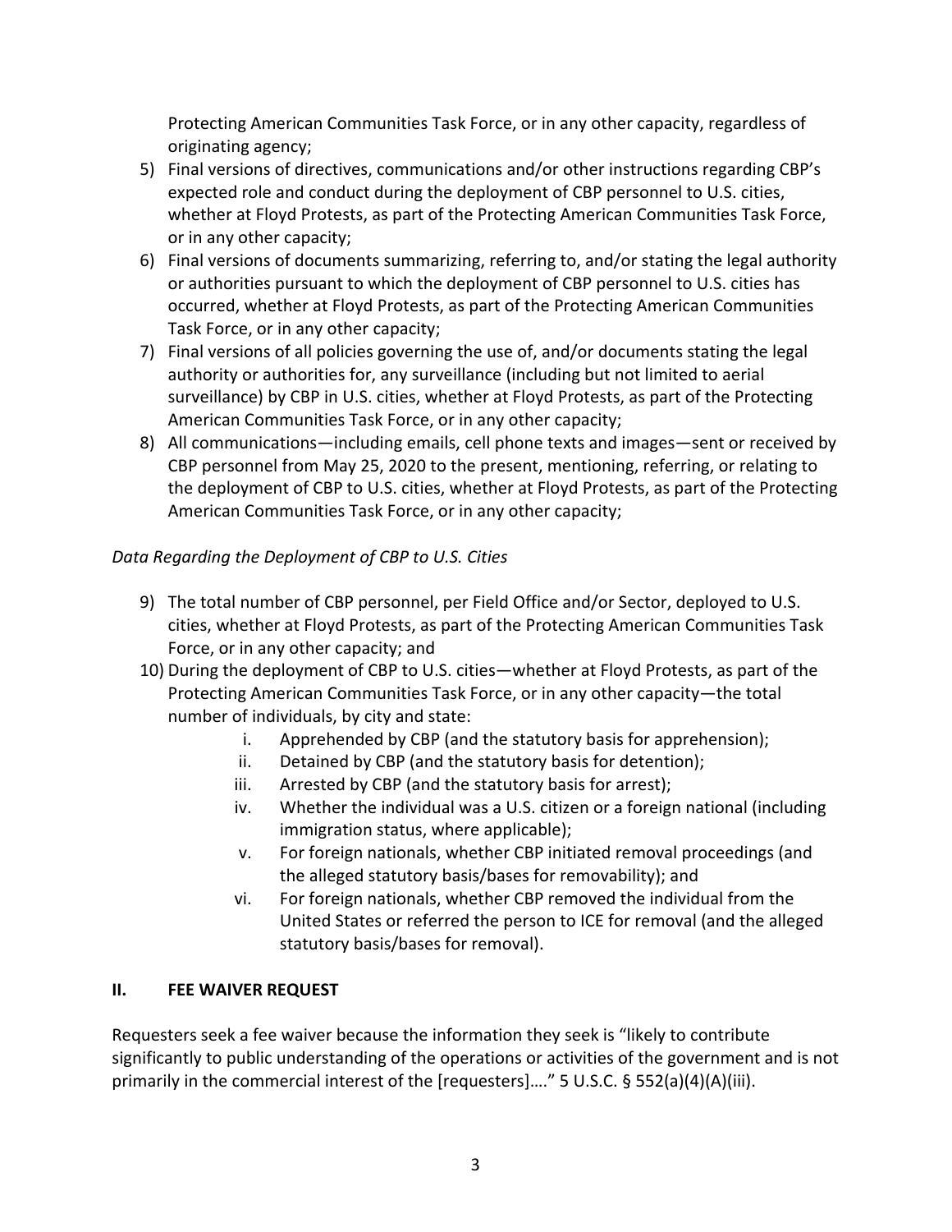Protecting American Communities Task Force, or in any other capacity, regardless of originating agency;

5) Final versions of directives, communications and/or other instructions regarding CBP's expected role and conduct during the deployment of CBP personnel to U.S. cities, whether at Floyd Protests, as part of the Protecting American Communities Task Force, or in any other capacity;
6) Final versions of documents summarizing, referring to, and/or stating the legal authority or authorities pursuant to which the deployment of CBP personnel to U.S. cities has occurred, whether at Floyd Protests, as part of the Protecting American Communities Task Force, or in any other capacity;
7) Final versions of all policies governing the use of, and/or documents stating the legal authority or authorities for, any surveillance (including but not limited to aerial surveillance) by CBP in U.S. cities, whether at Floyd Protests, as part of the Protecting American Communities Task Force, or in any other capacity;
8) All communications—including emails, cell phone texts and images—sent or received by CBP personnel from May 25, 2020 to the present, mentioning, referring, or relating to the deployment of CBP to U.S. cities, whether at Floyd Protests, as part of the Protecting American Communities Task Force, or in any other capacity;

*Data Regarding the Deployment of CBP to U.S. Cities*

9) The total number of CBP personnel, per Field Office and/or Sector, deployed to U.S. cities, whether at Floyd Protests, as part of the Protecting American Communities Task Force, or in any other capacity; and
10) During the deployment of CBP to U.S. cities—whether at Floyd Protests, as part of the Protecting American Communities Task Force, or in any other capacity—the total number of individuals, by city and state:
    i. Apprehended by CBP (and the statutory basis for apprehension);
    ii. Detained by CBP (and the statutory basis for detention);
    iii. Arrested by CBP (and the statutory basis for arrest);
    iv. Whether the individual was a U.S. citizen or a foreign national (including immigration status, where applicable);
    v. For foreign nationals, whether CBP initiated removal proceedings (and the alleged statutory basis/bases for removability); and
    vi. For foreign nationals, whether CBP removed the individual from the United States or referred the person to ICE for removal (and the alleged statutory basis/bases for removal).

## II. FEE WAIVER REQUEST

Requesters seek a fee waiver because the information they seek is "likely to contribute significantly to public understanding of the operations or activities of the government and is not primarily in the commercial interest of the [requesters]…." 5 U.S.C. § 552(a)(4)(A)(iii).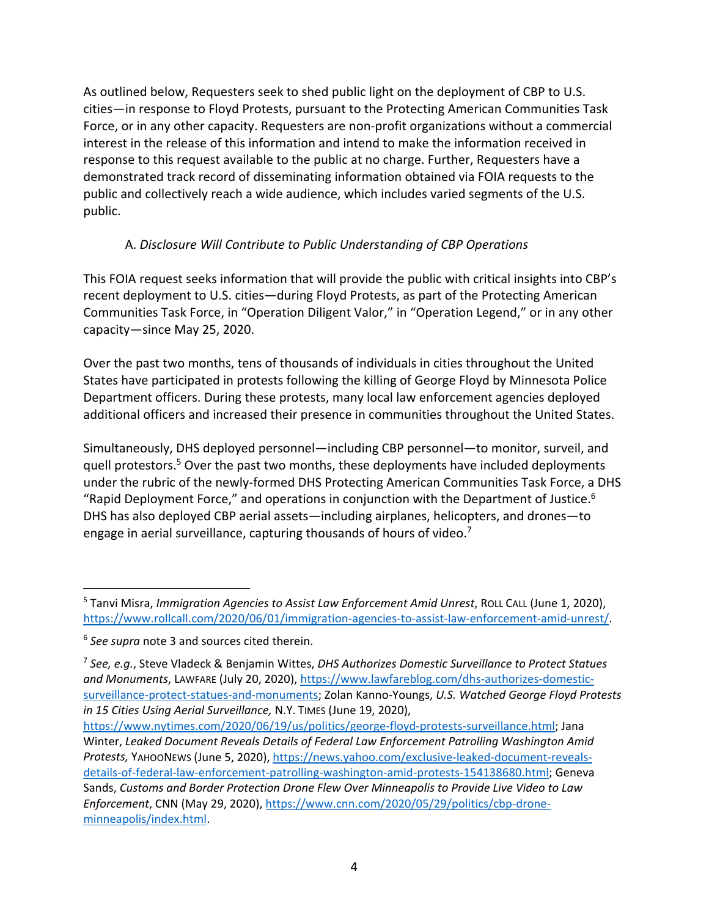As outlined below, Requesters seek to shed public light on the deployment of CBP to U.S. cities—in response to Floyd Protests, pursuant to the Protecting American Communities Task Force, or in any other capacity. Requesters are non-profit organizations without a commercial interest in the release of this information and intend to make the information received in response to this request available to the public at no charge. Further, Requesters have a demonstrated track record of disseminating information obtained via FOIA requests to the public and collectively reach a wide audience, which includes varied segments of the U.S. public.

A. *Disclosure Will Contribute to Public Understanding of CBP Operations*

This FOIA request seeks information that will provide the public with critical insights into CBP's recent deployment to U.S. cities—during Floyd Protests, as part of the Protecting American Communities Task Force, in "Operation Diligent Valor," in "Operation Legend," or in any other capacity—since May 25, 2020.

Over the past two months, tens of thousands of individuals in cities throughout the United States have participated in protests following the killing of George Floyd by Minnesota Police Department officers. During these protests, many local law enforcement agencies deployed additional officers and increased their presence in communities throughout the United States.

Simultaneously, DHS deployed personnel—including CBP personnel—to monitor, surveil, and quell protestors.[5] Over the past two months, these deployments have included deployments under the rubric of the newly-formed DHS Protecting American Communities Task Force, a DHS "Rapid Deployment Force," and operations in conjunction with the Department of Justice.[6] DHS has also deployed CBP aerial assets—including airplanes, helicopters, and drones—to engage in aerial surveillance, capturing thousands of hours of video.[7]

---

[5] Tanvi Misra, *Immigration Agencies to Assist Law Enforcement Amid Unrest*, ROLL CALL (June 1, 2020), https://www.rollcall.com/2020/06/01/immigration-agencies-to-assist-law-enforcement-amid-unrest/.

[6] *See supra* note 3 and sources cited therein.

[7] *See, e.g.*, Steve Vladeck & Benjamin Wittes, *DHS Authorizes Domestic Surveillance to Protect Statues and Monuments*, LAWFARE (July 20, 2020), https://www.lawfareblog.com/dhs-authorizes-domestic-surveillance-protect-statues-and-monuments; Zolan Kanno-Youngs, *U.S. Watched George Floyd Protests in 15 Cities Using Aerial Surveillance,* N.Y. TIMES (June 19, 2020), https://www.nytimes.com/2020/06/19/us/politics/george-floyd-protests-surveillance.html; Jana Winter, *Leaked Document Reveals Details of Federal Law Enforcement Patrolling Washington Amid Protests,* YAHOONEWS (June 5, 2020), https://news.yahoo.com/exclusive-leaked-document-reveals-details-of-federal-law-enforcement-patrolling-washington-amid-protests-154138680.html; Geneva Sands, *Customs and Border Protection Drone Flew Over Minneapolis to Provide Live Video to Law Enforcement*, CNN (May 29, 2020), https://www.cnn.com/2020/05/29/politics/cbp-drone-minneapolis/index.html.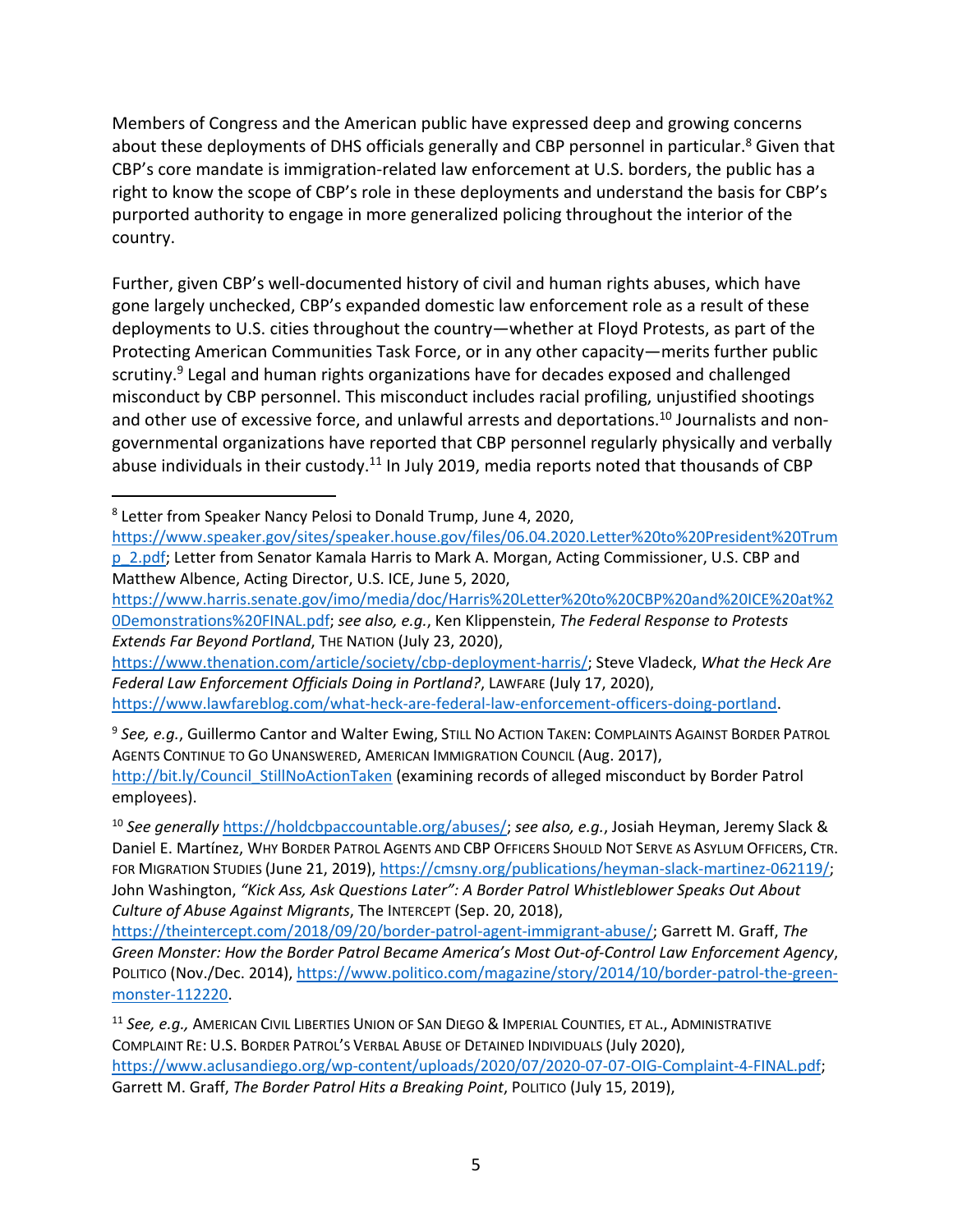Members of Congress and the American public have expressed deep and growing concerns about these deployments of DHS officials generally and CBP personnel in particular.[8] Given that CBP's core mandate is immigration-related law enforcement at U.S. borders, the public has a right to know the scope of CBP's role in these deployments and understand the basis for CBP's purported authority to engage in more generalized policing throughout the interior of the country.

Further, given CBP's well-documented history of civil and human rights abuses, which have gone largely unchecked, CBP's expanded domestic law enforcement role as a result of these deployments to U.S. cities throughout the country—whether at Floyd Protests, as part of the Protecting American Communities Task Force, or in any other capacity—merits further public scrutiny.[9] Legal and human rights organizations have for decades exposed and challenged misconduct by CBP personnel. This misconduct includes racial profiling, unjustified shootings and other use of excessive force, and unlawful arrests and deportations.[10] Journalists and non-governmental organizations have reported that CBP personnel regularly physically and verbally abuse individuals in their custody.[11] In July 2019, media reports noted that thousands of CBP

---

[8] Letter from Speaker Nancy Pelosi to Donald Trump, June 4, 2020, https://www.speaker.gov/sites/speaker.house.gov/files/06.04.2020.Letter%20to%20President%20Trump_2.pdf; Letter from Senator Kamala Harris to Mark A. Morgan, Acting Commissioner, U.S. CBP and Matthew Albence, Acting Director, U.S. ICE, June 5, 2020, https://www.harris.senate.gov/imo/media/doc/Harris%20Letter%20to%20CBP%20and%20ICE%20at%20Demonstrations%20FINAL.pdf; *see also, e.g.*, Ken Klippenstein, *The Federal Response to Protests Extends Far Beyond Portland*, THE NATION (July 23, 2020), https://www.thenation.com/article/society/cbp-deployment-harris/; Steve Vladeck, *What the Heck Are Federal Law Enforcement Officials Doing in Portland?*, LAWFARE (July 17, 2020), https://www.lawfareblog.com/what-heck-are-federal-law-enforcement-officers-doing-portland.

[9] *See, e.g.*, Guillermo Cantor and Walter Ewing, STILL NO ACTION TAKEN: COMPLAINTS AGAINST BORDER PATROL AGENTS CONTINUE TO GO UNANSWERED, AMERICAN IMMIGRATION COUNCIL (Aug. 2017), http://bit.ly/Council_StillNoActionTaken (examining records of alleged misconduct by Border Patrol employees).

[10] *See generally* https://holdcbpaccountable.org/abuses/; *see also, e.g.*, Josiah Heyman, Jeremy Slack & Daniel E. Martínez, WHY BORDER PATROL AGENTS AND CBP OFFICERS SHOULD NOT SERVE AS ASYLUM OFFICERS, CTR. FOR MIGRATION STUDIES (June 21, 2019), https://cmsny.org/publications/heyman-slack-martinez-062119/; John Washington, *"Kick Ass, Ask Questions Later": A Border Patrol Whistleblower Speaks Out About Culture of Abuse Against Migrants*, The INTERCEPT (Sep. 20, 2018), https://theintercept.com/2018/09/20/border-patrol-agent-immigrant-abuse/; Garrett M. Graff, *The Green Monster: How the Border Patrol Became America's Most Out-of-Control Law Enforcement Agency*, POLITICO (Nov./Dec. 2014), https://www.politico.com/magazine/story/2014/10/border-patrol-the-green-monster-112220.

[11] *See, e.g.,* AMERICAN CIVIL LIBERTIES UNION OF SAN DIEGO & IMPERIAL COUNTIES, ET AL., ADMINISTRATIVE COMPLAINT RE: U.S. BORDER PATROL'S VERBAL ABUSE OF DETAINED INDIVIDUALS (July 2020), https://www.aclusandiego.org/wp-content/uploads/2020/07/2020-07-07-OIG-Complaint-4-FINAL.pdf; Garrett M. Graff, *The Border Patrol Hits a Breaking Point*, POLITICO (July 15, 2019),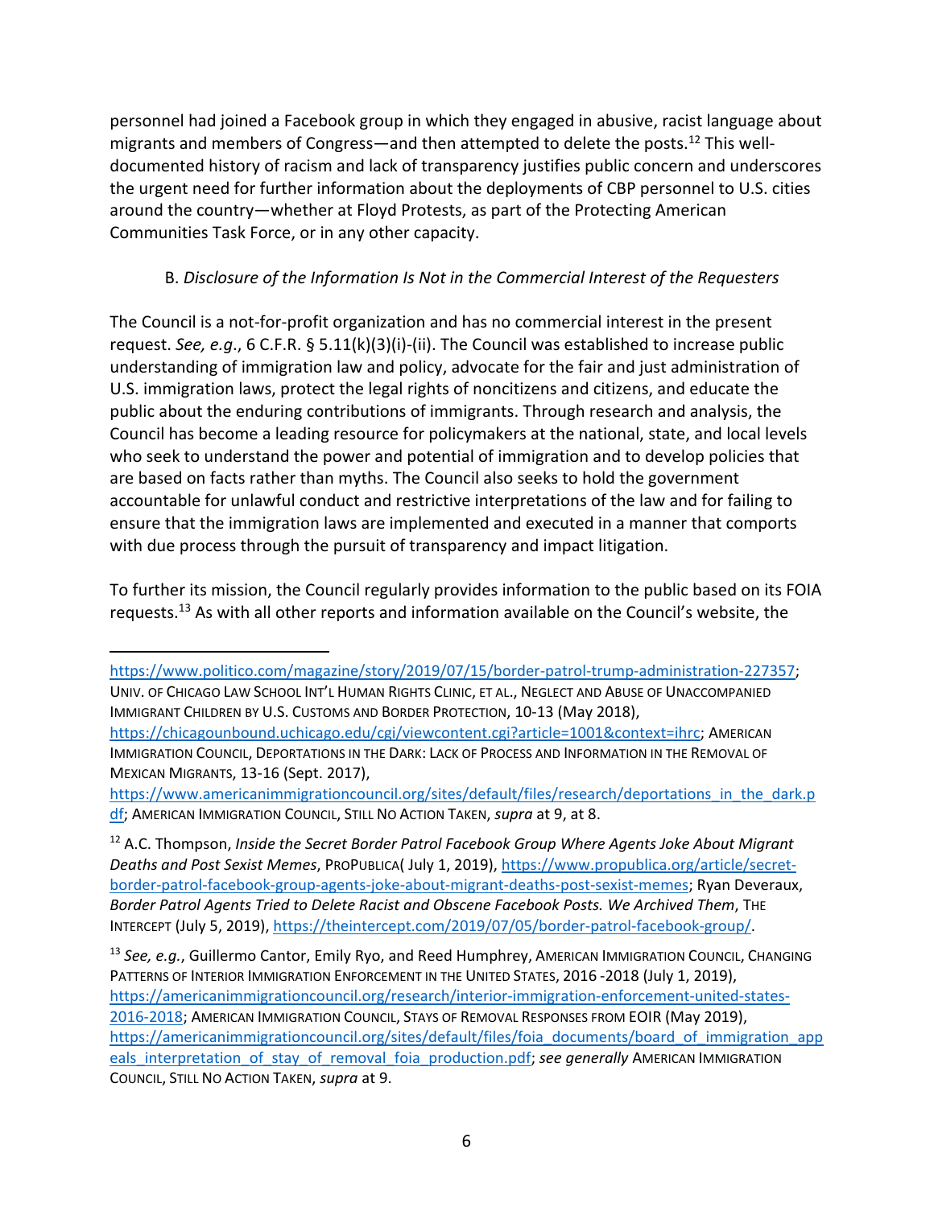personnel had joined a Facebook group in which they engaged in abusive, racist language about migrants and members of Congress—and then attempted to delete the posts.[12] This well-documented history of racism and lack of transparency justifies public concern and underscores the urgent need for further information about the deployments of CBP personnel to U.S. cities around the country—whether at Floyd Protests, as part of the Protecting American Communities Task Force, or in any other capacity.

B. *Disclosure of the Information Is Not in the Commercial Interest of the Requesters*

The Council is a not-for-profit organization and has no commercial interest in the present request. *See, e.g.*, 6 C.F.R. § 5.11(k)(3)(i)-(ii). The Council was established to increase public understanding of immigration law and policy, advocate for the fair and just administration of U.S. immigration laws, protect the legal rights of noncitizens and citizens, and educate the public about the enduring contributions of immigrants. Through research and analysis, the Council has become a leading resource for policymakers at the national, state, and local levels who seek to understand the power and potential of immigration and to develop policies that are based on facts rather than myths. The Council also seeks to hold the government accountable for unlawful conduct and restrictive interpretations of the law and for failing to ensure that the immigration laws are implemented and executed in a manner that comports with due process through the pursuit of transparency and impact litigation.

To further its mission, the Council regularly provides information to the public based on its FOIA requests.[13] As with all other reports and information available on the Council's website, the

---

https://www.politico.com/magazine/story/2019/07/15/border-patrol-trump-administration-227357; UNIV. OF CHICAGO LAW SCHOOL INT'L HUMAN RIGHTS CLINIC, ET AL., NEGLECT AND ABUSE OF UNACCOMPANIED IMMIGRANT CHILDREN BY U.S. CUSTOMS AND BORDER PROTECTION, 10-13 (May 2018), https://chicagounbound.uchicago.edu/cgi/viewcontent.cgi?article=1001&context=ihrc; AMERICAN IMMIGRATION COUNCIL, DEPORTATIONS IN THE DARK: LACK OF PROCESS AND INFORMATION IN THE REMOVAL OF MEXICAN MIGRANTS, 13-16 (Sept. 2017), https://www.americanimmigrationcouncil.org/sites/default/files/research/deportations_in_the_dark.pdf; AMERICAN IMMIGRATION COUNCIL, STILL NO ACTION TAKEN, *supra* at 9, at 8.

[12] A.C. Thompson, *Inside the Secret Border Patrol Facebook Group Where Agents Joke About Migrant Deaths and Post Sexist Memes*, PROPUBLICA( July 1, 2019), https://www.propublica.org/article/secret-border-patrol-facebook-group-agents-joke-about-migrant-deaths-post-sexist-memes; Ryan Deveraux, *Border Patrol Agents Tried to Delete Racist and Obscene Facebook Posts. We Archived Them*, THE INTERCEPT (July 5, 2019), https://theintercept.com/2019/07/05/border-patrol-facebook-group/.

[13] *See, e.g.*, Guillermo Cantor, Emily Ryo, and Reed Humphrey, AMERICAN IMMIGRATION COUNCIL, CHANGING PATTERNS OF INTERIOR IMMIGRATION ENFORCEMENT IN THE UNITED STATES, 2016 -2018 (July 1, 2019), https://americanimmigrationcouncil.org/research/interior-immigration-enforcement-united-states-2016-2018; AMERICAN IMMIGRATION COUNCIL, STAYS OF REMOVAL RESPONSES FROM EOIR (May 2019), https://americanimmigrationcouncil.org/sites/default/files/foia_documents/board_of_immigration_appeals_interpretation_of_stay_of_removal_foia_production.pdf; *see generally* AMERICAN IMMIGRATION COUNCIL, STILL NO ACTION TAKEN, *supra* at 9.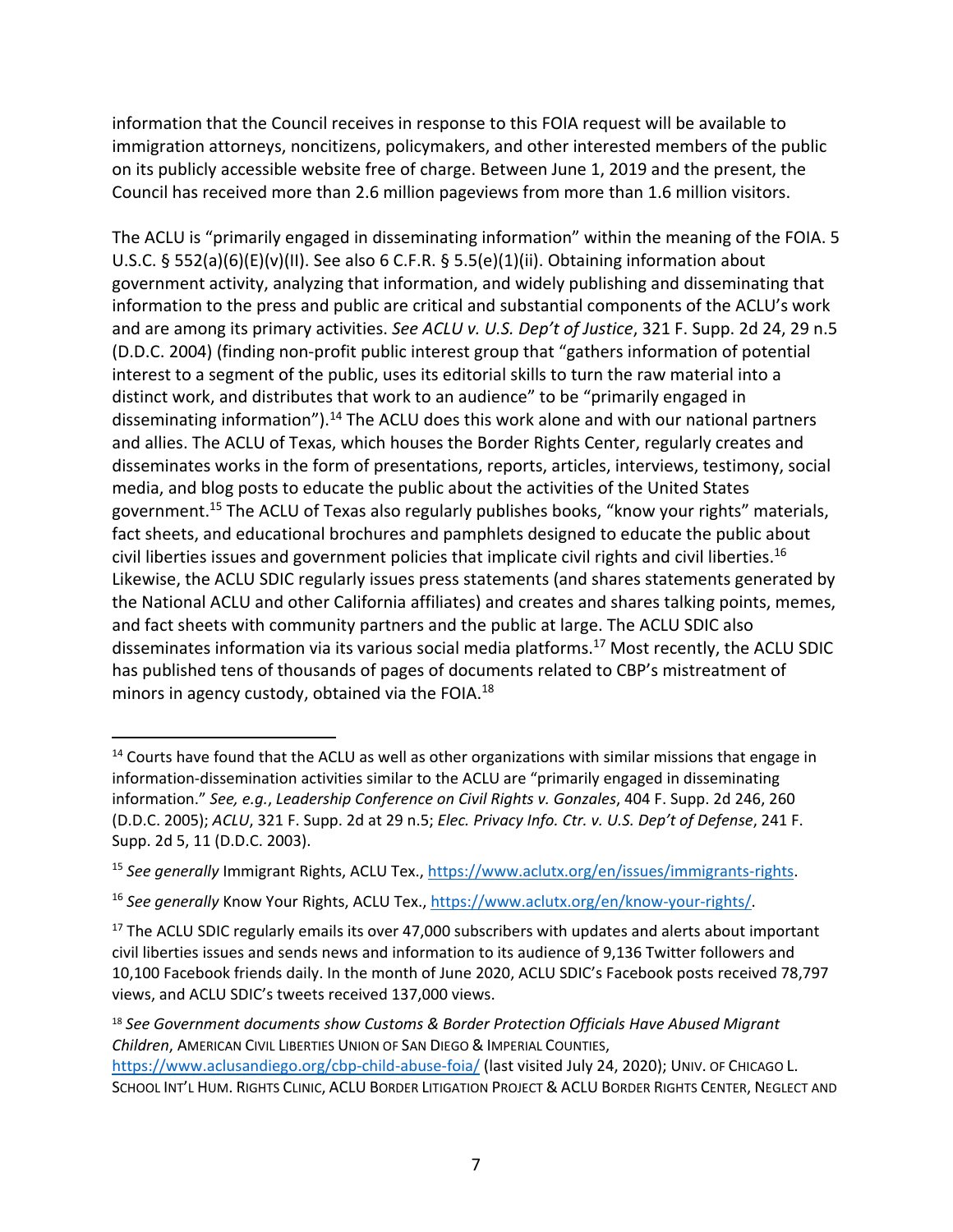information that the Council receives in response to this FOIA request will be available to immigration attorneys, noncitizens, policymakers, and other interested members of the public on its publicly accessible website free of charge. Between June 1, 2019 and the present, the Council has received more than 2.6 million pageviews from more than 1.6 million visitors.

The ACLU is "primarily engaged in disseminating information" within the meaning of the FOIA. 5 U.S.C. § 552(a)(6)(E)(v)(II). See also 6 C.F.R. § 5.5(e)(1)(ii). Obtaining information about government activity, analyzing that information, and widely publishing and disseminating that information to the press and public are critical and substantial components of the ACLU's work and are among its primary activities. *See ACLU v. U.S. Dep't of Justice*, 321 F. Supp. 2d 24, 29 n.5 (D.D.C. 2004) (finding non-profit public interest group that "gathers information of potential interest to a segment of the public, uses its editorial skills to turn the raw material into a distinct work, and distributes that work to an audience" to be "primarily engaged in disseminating information").[14] The ACLU does this work alone and with our national partners and allies. The ACLU of Texas, which houses the Border Rights Center, regularly creates and disseminates works in the form of presentations, reports, articles, interviews, testimony, social media, and blog posts to educate the public about the activities of the United States government.[15] The ACLU of Texas also regularly publishes books, "know your rights" materials, fact sheets, and educational brochures and pamphlets designed to educate the public about civil liberties issues and government policies that implicate civil rights and civil liberties.[16] Likewise, the ACLU SDIC regularly issues press statements (and shares statements generated by the National ACLU and other California affiliates) and creates and shares talking points, memes, and fact sheets with community partners and the public at large. The ACLU SDIC also disseminates information via its various social media platforms.[17] Most recently, the ACLU SDIC has published tens of thousands of pages of documents related to CBP's mistreatment of minors in agency custody, obtained via the FOIA.[18]

---

[14] Courts have found that the ACLU as well as other organizations with similar missions that engage in information-dissemination activities similar to the ACLU are "primarily engaged in disseminating information." *See, e.g.*, *Leadership Conference on Civil Rights v. Gonzales*, 404 F. Supp. 2d 246, 260 (D.D.C. 2005); *ACLU*, 321 F. Supp. 2d at 29 n.5; *Elec. Privacy Info. Ctr. v. U.S. Dep't of Defense*, 241 F. Supp. 2d 5, 11 (D.D.C. 2003).

[15] *See generally* Immigrant Rights, ACLU Tex., https://www.aclutx.org/en/issues/immigrants-rights.

[16] *See generally* Know Your Rights, ACLU Tex., https://www.aclutx.org/en/know-your-rights/.

[17] The ACLU SDIC regularly emails its over 47,000 subscribers with updates and alerts about important civil liberties issues and sends news and information to its audience of 9,136 Twitter followers and 10,100 Facebook friends daily. In the month of June 2020, ACLU SDIC's Facebook posts received 78,797 views, and ACLU SDIC's tweets received 137,000 views.

[18] *See Government documents show Customs & Border Protection Officials Have Abused Migrant Children*, AMERICAN CIVIL LIBERTIES UNION OF SAN DIEGO & IMPERIAL COUNTIES, https://www.aclusandiego.org/cbp-child-abuse-foia/ (last visited July 24, 2020); UNIV. OF CHICAGO L. SCHOOL INT'L HUM. RIGHTS CLINIC, ACLU BORDER LITIGATION PROJECT & ACLU BORDER RIGHTS CENTER, NEGLECT AND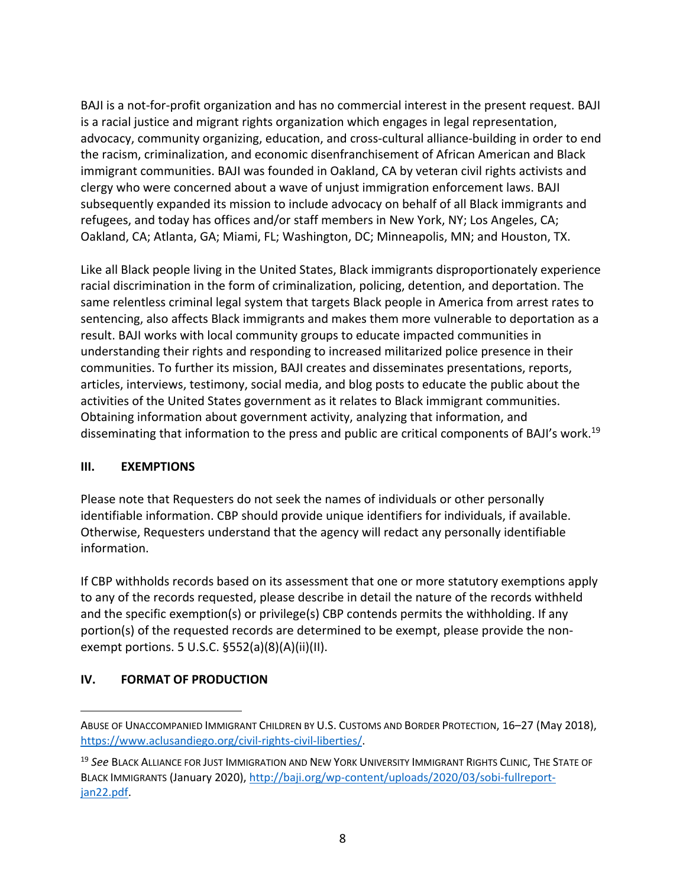BAJI is a not-for-profit organization and has no commercial interest in the present request. BAJI is a racial justice and migrant rights organization which engages in legal representation, advocacy, community organizing, education, and cross-cultural alliance-building in order to end the racism, criminalization, and economic disenfranchisement of African American and Black immigrant communities. BAJI was founded in Oakland, CA by veteran civil rights activists and clergy who were concerned about a wave of unjust immigration enforcement laws. BAJI subsequently expanded its mission to include advocacy on behalf of all Black immigrants and refugees, and today has offices and/or staff members in New York, NY; Los Angeles, CA; Oakland, CA; Atlanta, GA; Miami, FL; Washington, DC; Minneapolis, MN; and Houston, TX.

Like all Black people living in the United States, Black immigrants disproportionately experience racial discrimination in the form of criminalization, policing, detention, and deportation. The same relentless criminal legal system that targets Black people in America from arrest rates to sentencing, also affects Black immigrants and makes them more vulnerable to deportation as a result. BAJI works with local community groups to educate impacted communities in understanding their rights and responding to increased militarized police presence in their communities. To further its mission, BAJI creates and disseminates presentations, reports, articles, interviews, testimony, social media, and blog posts to educate the public about the activities of the United States government as it relates to Black immigrant communities. Obtaining information about government activity, analyzing that information, and disseminating that information to the press and public are critical components of BAJI's work.[19]

## III. EXEMPTIONS

Please note that Requesters do not seek the names of individuals or other personally identifiable information. CBP should provide unique identifiers for individuals, if available. Otherwise, Requesters understand that the agency will redact any personally identifiable information.

If CBP withholds records based on its assessment that one or more statutory exemptions apply to any of the records requested, please describe in detail the nature of the records withheld and the specific exemption(s) or privilege(s) CBP contends permits the withholding. If any portion(s) of the requested records are determined to be exempt, please provide the non-exempt portions. 5 U.S.C. §552(a)(8)(A)(ii)(II).

## IV. FORMAT OF PRODUCTION

---

ABUSE OF UNACCOMPANIED IMMIGRANT CHILDREN BY U.S. CUSTOMS AND BORDER PROTECTION, 16–27 (May 2018), https://www.aclusandiego.org/civil-rights-civil-liberties/.

[19] *See* BLACK ALLIANCE FOR JUST IMMIGRATION AND NEW YORK UNIVERSITY IMMIGRANT RIGHTS CLINIC, THE STATE OF BLACK IMMIGRANTS (January 2020), http://baji.org/wp-content/uploads/2020/03/sobi-fullreport-jan22.pdf.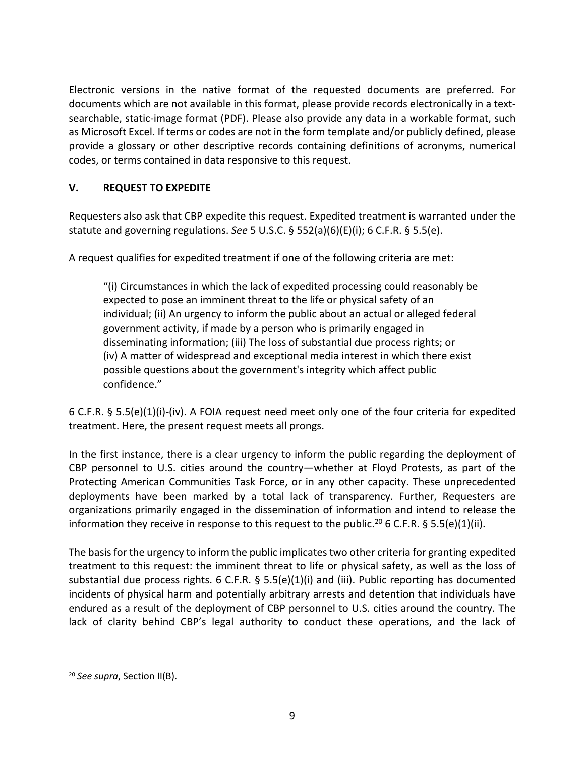Electronic versions in the native format of the requested documents are preferred. For documents which are not available in this format, please provide records electronically in a text-searchable, static-image format (PDF). Please also provide any data in a workable format, such as Microsoft Excel. If terms or codes are not in the form template and/or publicly defined, please provide a glossary or other descriptive records containing definitions of acronyms, numerical codes, or terms contained in data responsive to this request.

## V. REQUEST TO EXPEDITE

Requesters also ask that CBP expedite this request. Expedited treatment is warranted under the statute and governing regulations. *See* 5 U.S.C. § 552(a)(6)(E)(i); 6 C.F.R. § 5.5(e).

A request qualifies for expedited treatment if one of the following criteria are met:

> "(i) Circumstances in which the lack of expedited processing could reasonably be expected to pose an imminent threat to the life or physical safety of an individual; (ii) An urgency to inform the public about an actual or alleged federal government activity, if made by a person who is primarily engaged in disseminating information; (iii) The loss of substantial due process rights; or (iv) A matter of widespread and exceptional media interest in which there exist possible questions about the government's integrity which affect public confidence."

6 C.F.R. § 5.5(e)(1)(i)-(iv). A FOIA request need meet only one of the four criteria for expedited treatment. Here, the present request meets all prongs.

In the first instance, there is a clear urgency to inform the public regarding the deployment of CBP personnel to U.S. cities around the country—whether at Floyd Protests, as part of the Protecting American Communities Task Force, or in any other capacity. These unprecedented deployments have been marked by a total lack of transparency. Further, Requesters are organizations primarily engaged in the dissemination of information and intend to release the information they receive in response to this request to the public.[20] 6 C.F.R. § 5.5(e)(1)(ii).

The basis for the urgency to inform the public implicates two other criteria for granting expedited treatment to this request: the imminent threat to life or physical safety, as well as the loss of substantial due process rights. 6 C.F.R. § 5.5(e)(1)(i) and (iii). Public reporting has documented incidents of physical harm and potentially arbitrary arrests and detention that individuals have endured as a result of the deployment of CBP personnel to U.S. cities around the country. The lack of clarity behind CBP's legal authority to conduct these operations, and the lack of

[20] *See supra*, Section II(B).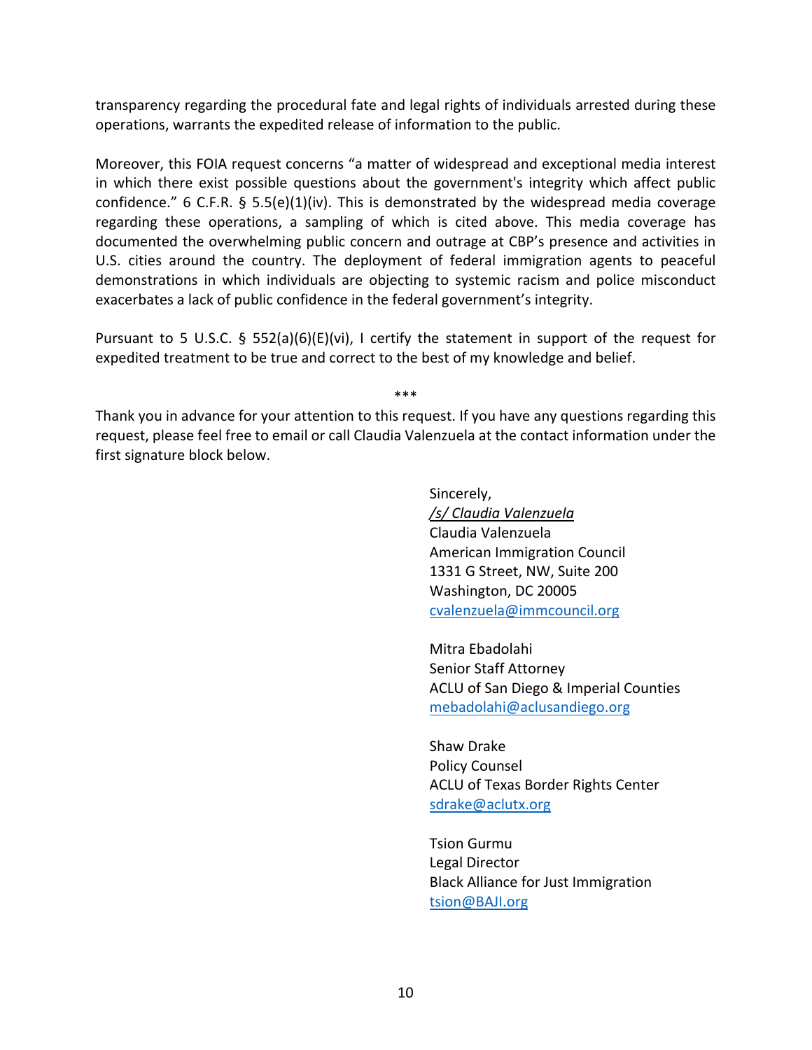transparency regarding the procedural fate and legal rights of individuals arrested during these operations, warrants the expedited release of information to the public.

Moreover, this FOIA request concerns "a matter of widespread and exceptional media interest in which there exist possible questions about the government's integrity which affect public confidence." 6 C.F.R. § 5.5(e)(1)(iv). This is demonstrated by the widespread media coverage regarding these operations, a sampling of which is cited above. This media coverage has documented the overwhelming public concern and outrage at CBP's presence and activities in U.S. cities around the country. The deployment of federal immigration agents to peaceful demonstrations in which individuals are objecting to systemic racism and police misconduct exacerbates a lack of public confidence in the federal government's integrity.

Pursuant to 5 U.S.C. § 552(a)(6)(E)(vi), I certify the statement in support of the request for expedited treatment to be true and correct to the best of my knowledge and belief.

***

Thank you in advance for your attention to this request. If you have any questions regarding this request, please feel free to email or call Claudia Valenzuela at the contact information under the first signature block below.

Sincerely,
*/s/ Claudia Valenzuela*
Claudia Valenzuela
American Immigration Council
1331 G Street, NW, Suite 200
Washington, DC 20005
cvalenzuela@immcouncil.org

Mitra Ebadolahi
Senior Staff Attorney
ACLU of San Diego & Imperial Counties
mebadolahi@aclusandiego.org

Shaw Drake
Policy Counsel
ACLU of Texas Border Rights Center
sdrake@aclutx.org

Tsion Gurmu
Legal Director
Black Alliance for Just Immigration
tsion@BAJI.org